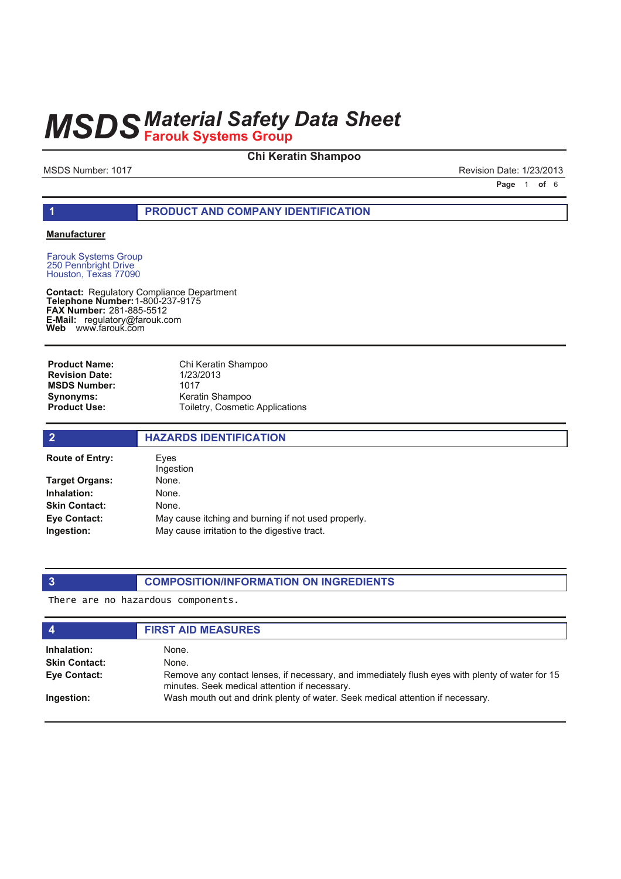# MSDS Material Safety Data Sheet
## Farouk Systems Group

**Chi Keratin Shampoo**

MSDS Number: 1017 | Revision Date: 1/23/2013

## 1 PRODUCT AND COMPANY IDENTIFICATION

**Manufacturer**

Farouk Systems Group
250 Pennbright Drive
Houston, Texas 77090

**Contact:** Regulatory Compliance Department
**Telephone Number:** 1-800-237-9175
**FAX Number:** 281-885-5512
**E-Mail:** regulatory@farouk.com
**Web** www.farouk.com

| | |
|---|---|
| **Product Name:** | Chi Keratin Shampoo |
| **Revision Date:** | 1/23/2013 |
| **MSDS Number:** | 1017 |
| **Synonyms:** | Keratin Shampoo |
| **Product Use:** | Toiletry, Cosmetic Applications |

## 2 HAZARDS IDENTIFICATION

| | |
|---|---|
| **Route of Entry:** | Eyes<br>Ingestion |
| **Target Organs:** | None. |
| **Inhalation:** | None. |
| **Skin Contact:** | None. |
| **Eye Contact:** | May cause itching and burning if not used properly. |
| **Ingestion:** | May cause irritation to the digestive tract. |

## 3 COMPOSITION/INFORMATION ON INGREDIENTS

There are no hazardous components.

## 4 FIRST AID MEASURES

| | |
|---|---|
| **Inhalation:** | None. |
| **Skin Contact:** | None. |
| **Eye Contact:** | Remove any contact lenses, if necessary, and immediately flush eyes with plenty of water for 15 minutes. Seek medical attention if necessary. |
| **Ingestion:** | Wash mouth out and drink plenty of water. Seek medical attention if necessary. |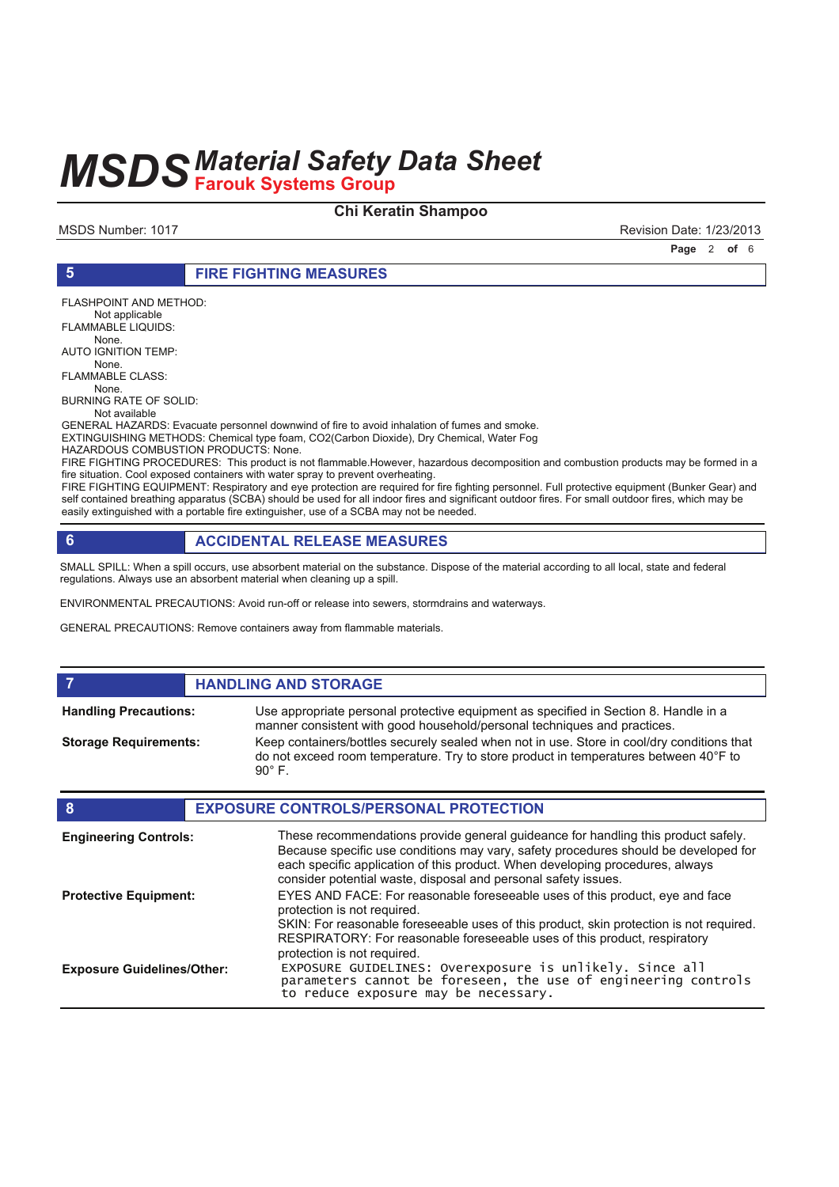## 5 FIRE FIGHTING MEASURES

FLASHPOINT AND METHOD:
Not applicable
FLAMMABLE LIQUIDS:
None.
AUTO IGNITION TEMP:
None.
FLAMMABLE CLASS:
None.
BURNING RATE OF SOLID:
Not available
GENERAL HAZARDS: Evacuate personnel downwind of fire to avoid inhalation of fumes and smoke.
EXTINGUISHING METHODS: Chemical type foam, CO2(Carbon Dioxide), Dry Chemical, Water Fog
HAZARDOUS COMBUSTION PRODUCTS: None.
FIRE FIGHTING PROCEDURES: This product is not flammable.However, hazardous decomposition and combustion products may be formed in a fire situation. Cool exposed containers with water spray to prevent overheating.
FIRE FIGHTING EQUIPMENT: Respiratory and eye protection are required for fire fighting personnel. Full protective equipment (Bunker Gear) and self contained breathing apparatus (SCBA) should be used for all indoor fires and significant outdoor fires. For small outdoor fires, which may be easily extinguished with a portable fire extinguisher, use of a SCBA may not be needed.

## 6 ACCIDENTAL RELEASE MEASURES

SMALL SPILL: When a spill occurs, use absorbent material on the substance. Dispose of the material according to all local, state and federal regulations. Always use an absorbent material when cleaning up a spill.

ENVIRONMENTAL PRECAUTIONS: Avoid run-off or release into sewers, stormdrains and waterways.

GENERAL PRECAUTIONS: Remove containers away from flammable materials.

## 7 HANDLING AND STORAGE

**Handling Precautions:** Use appropriate personal protective equipment as specified in Section 8. Handle in a manner consistent with good household/personal techniques and practices.

**Storage Requirements:** Keep containers/bottles securely sealed when not in use. Store in cool/dry conditions that do not exceed room temperature. Try to store product in temperatures between 40°F to 90° F.

## 8 EXPOSURE CONTROLS/PERSONAL PROTECTION

**Engineering Controls:** These recommendations provide general guideance for handling this product safely. Because specific use conditions may vary, safety procedures should be developed for each specific application of this product. When developing procedures, always consider potential waste, disposal and personal safety issues.

**Protective Equipment:** EYES AND FACE: For reasonable foreseeable uses of this product, eye and face protection is not required.
SKIN: For reasonable foreseeable uses of this product, skin protection is not required.
RESPIRATORY: For reasonable foreseeable uses of this product, respiratory protection is not required.

**Exposure Guidelines/Other:** EXPOSURE GUIDELINES: Overexposure is unlikely. Since all parameters cannot be foreseen, the use of engineering controls to reduce exposure may be necessary.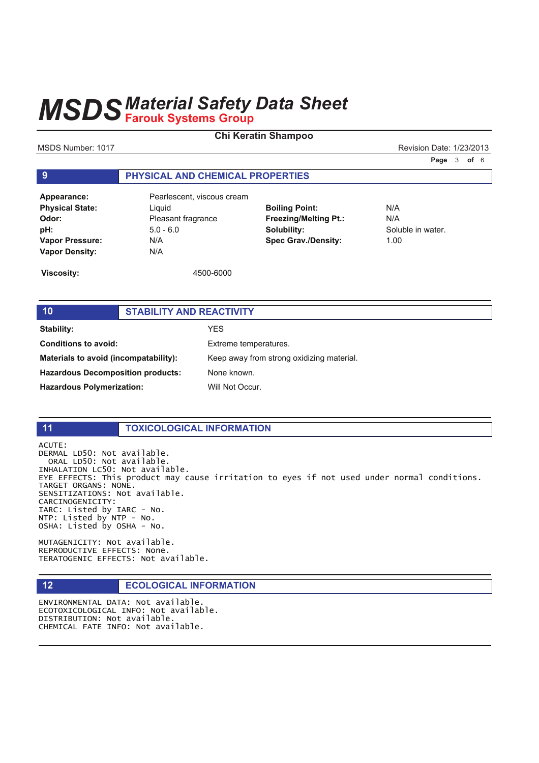# MSDS Material Safety Data Sheet
## Farouk Systems Group

**Chi Keratin Shampoo**

MSDS Number: 1017 | Revision Date: 1/23/2013

## 9 PHYSICAL AND CHEMICAL PROPERTIES

| | | | |
|---|---|---|---|
| **Appearance:** | Pearlescent, viscous cream | | |
| **Physical State:** | Liquid | **Boiling Point:** | N/A |
| **Odor:** | Pleasant fragrance | **Freezing/Melting Pt.:** | N/A |
| **pH:** | 5.0 - 6.0 | **Solubility:** | Soluble in water. |
| **Vapor Pressure:** | N/A | **Spec Grav./Density:** | 1.00 |
| **Vapor Density:** | N/A | | |

**Viscosity:** 4500-6000

## 10 STABILITY AND REACTIVITY

| | |
|---|---|
| **Stability:** | YES |
| **Conditions to avoid:** | Extreme temperatures. |
| **Materials to avoid (incompatability):** | Keep away from strong oxidizing material. |
| **Hazardous Decomposition products:** | None known. |
| **Hazardous Polymerization:** | Will Not Occur. |

## 11 TOXICOLOGICAL INFORMATION

```
ACUTE:
DERMAL LD50: Not available.
  ORAL LD50: Not available.
INHALATION LC50: Not available.
EYE EFFECTS: This product may cause irritation to eyes if not used under normal conditions.
TARGET ORGANS: NONE.
SENSITIZATIONS: Not available.
CARCINOGENICITY:
IARC: Listed by IARC - No.
NTP: Listed by NTP - No.
OSHA: Listed by OSHA - No.

MUTAGENICITY: Not available.
REPRODUCTIVE EFFECTS: None.
TERATOGENIC EFFECTS: Not available.
```

## 12 ECOLOGICAL INFORMATION

```
ENVIRONMENTAL DATA: Not available.
ECOTOXICOLOGICAL INFO: Not available.
DISTRIBUTION: Not available.
CHEMICAL FATE INFO: Not available.
```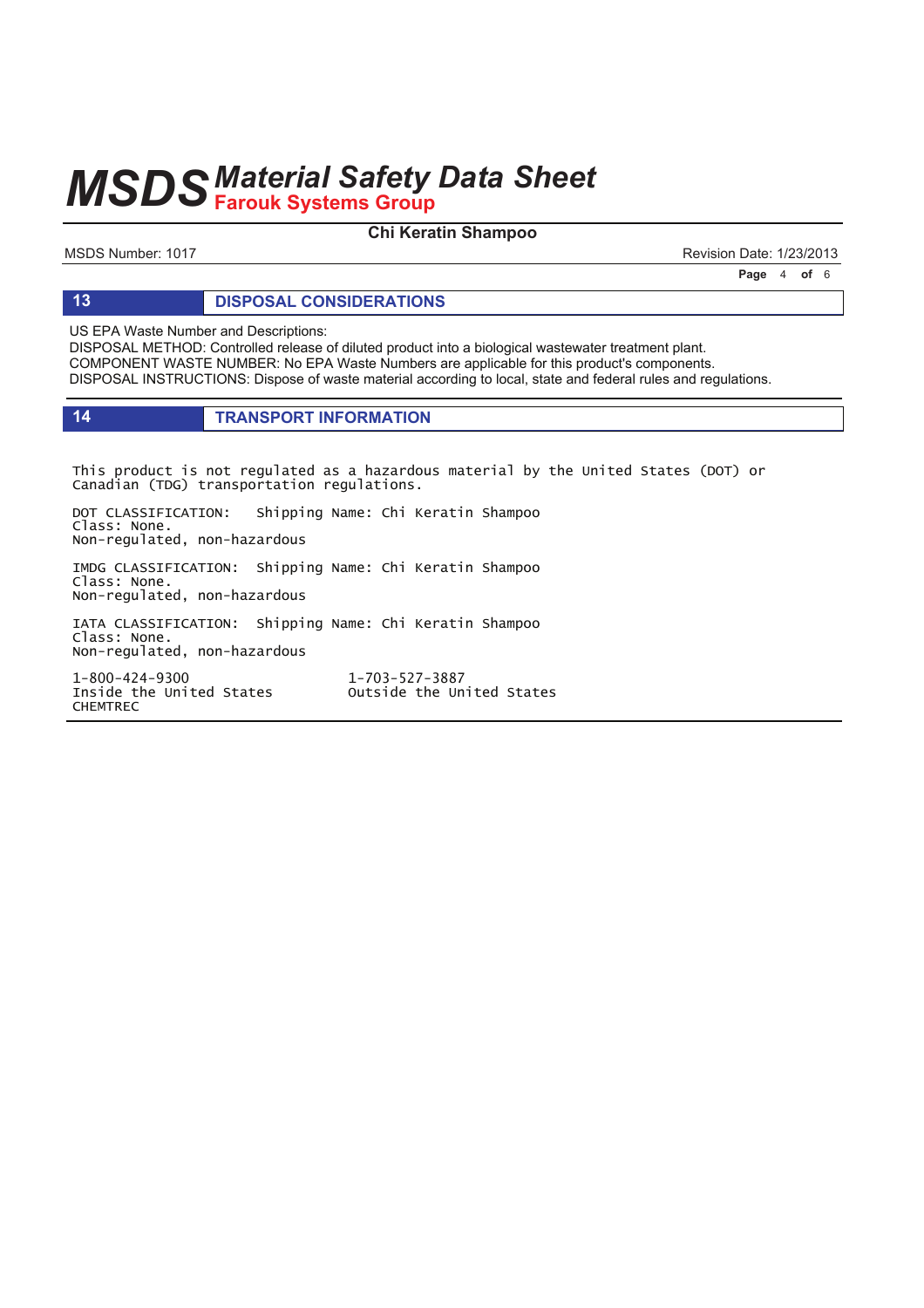## 13 DISPOSAL CONSIDERATIONS

US EPA Waste Number and Descriptions:
DISPOSAL METHOD: Controlled release of diluted product into a biological wastewater treatment plant.
COMPONENT WASTE NUMBER: No EPA Waste Numbers are applicable for this product's components.
DISPOSAL INSTRUCTIONS: Dispose of waste material according to local, state and federal rules and regulations.

## 14 TRANSPORT INFORMATION

This product is not regulated as a hazardous material by the United States (DOT) or Canadian (TDG) transportation regulations.

DOT CLASSIFICATION: Shipping Name: Chi Keratin Shampoo
Class: None.
Non-regulated, non-hazardous

IMDG CLASSIFICATION: Shipping Name: Chi Keratin Shampoo
Class: None.
Non-regulated, non-hazardous

IATA CLASSIFICATION: Shipping Name: Chi Keratin Shampoo
Class: None.
Non-regulated, non-hazardous

1-800-424-9300
Inside the United States
CHEMTREC

1-703-527-3887
Outside the United States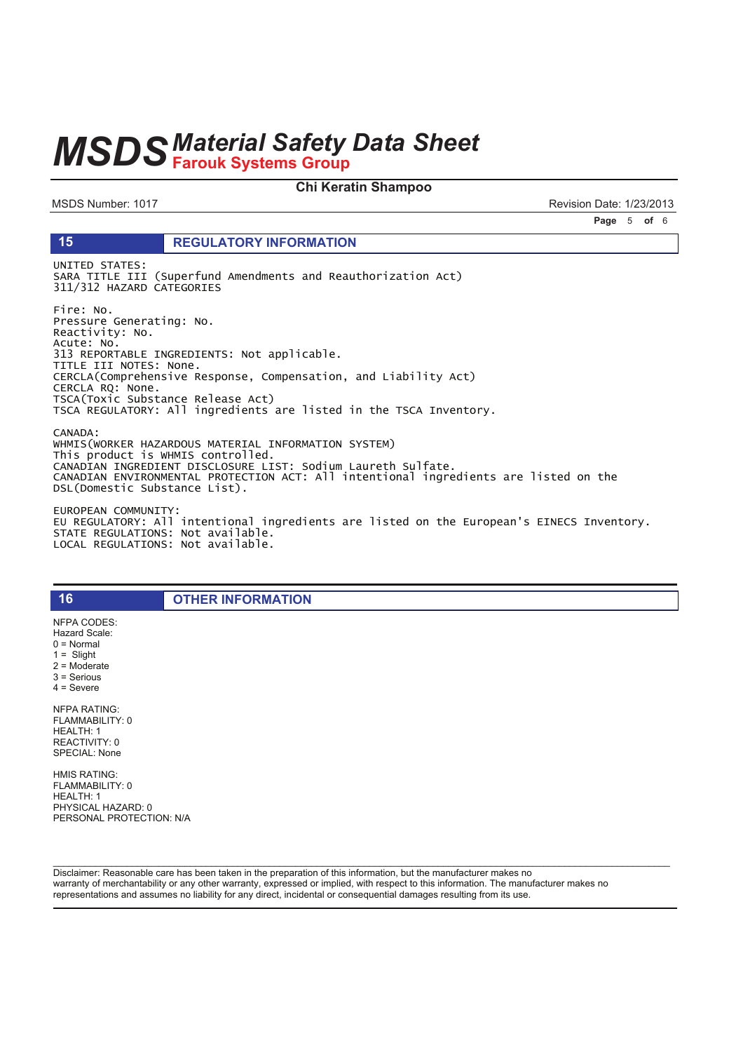# MSDS Material Safety Data Sheet
## Farouk Systems Group

**Chi Keratin Shampoo**

MSDS Number: 1017

Revision Date: 1/23/2013

## 15 REGULATORY INFORMATION

UNITED STATES:
SARA TITLE III (Superfund Amendments and Reauthorization Act)
311/312 HAZARD CATEGORIES

Fire: No.
Pressure Generating: No.
Reactivity: No.
Acute: No.
313 REPORTABLE INGREDIENTS: Not applicable.
TITLE III NOTES: None.
CERCLA(Comprehensive Response, Compensation, and Liability Act)
CERCLA RQ: None.
TSCA(Toxic Substance Release Act)
TSCA REGULATORY: All ingredients are listed in the TSCA Inventory.

CANADA:
WHMIS(WORKER HAZARDOUS MATERIAL INFORMATION SYSTEM)
This product is WHMIS controlled.
CANADIAN INGREDIENT DISCLOSURE LIST: Sodium Laureth Sulfate.
CANADIAN ENVIRONMENTAL PROTECTION ACT: All intentional ingredients are listed on the DSL(Domestic Substance List).

EUROPEAN COMMUNITY:
EU REGULATORY: All intentional ingredients are listed on the European's EINECS Inventory.
STATE REGULATIONS: Not available.
LOCAL REGULATIONS: Not available.

## 16 OTHER INFORMATION

NFPA CODES:
Hazard Scale:
0 = Normal
1 = Slight
2 = Moderate
3 = Serious
4 = Severe

NFPA RATING:
FLAMMABILITY: 0
HEALTH: 1
REACTIVITY: 0
SPECIAL: None

HMIS RATING:
FLAMMABILITY: 0
HEALTH: 1
PHYSICAL HAZARD: 0
PERSONAL PROTECTION: N/A

Disclaimer: Reasonable care has been taken in the preparation of this information, but the manufacturer makes no warranty of merchantability or any other warranty, expressed or implied, with respect to this information. The manufacturer makes no representations and assumes no liability for any direct, incidental or consequential damages resulting from its use.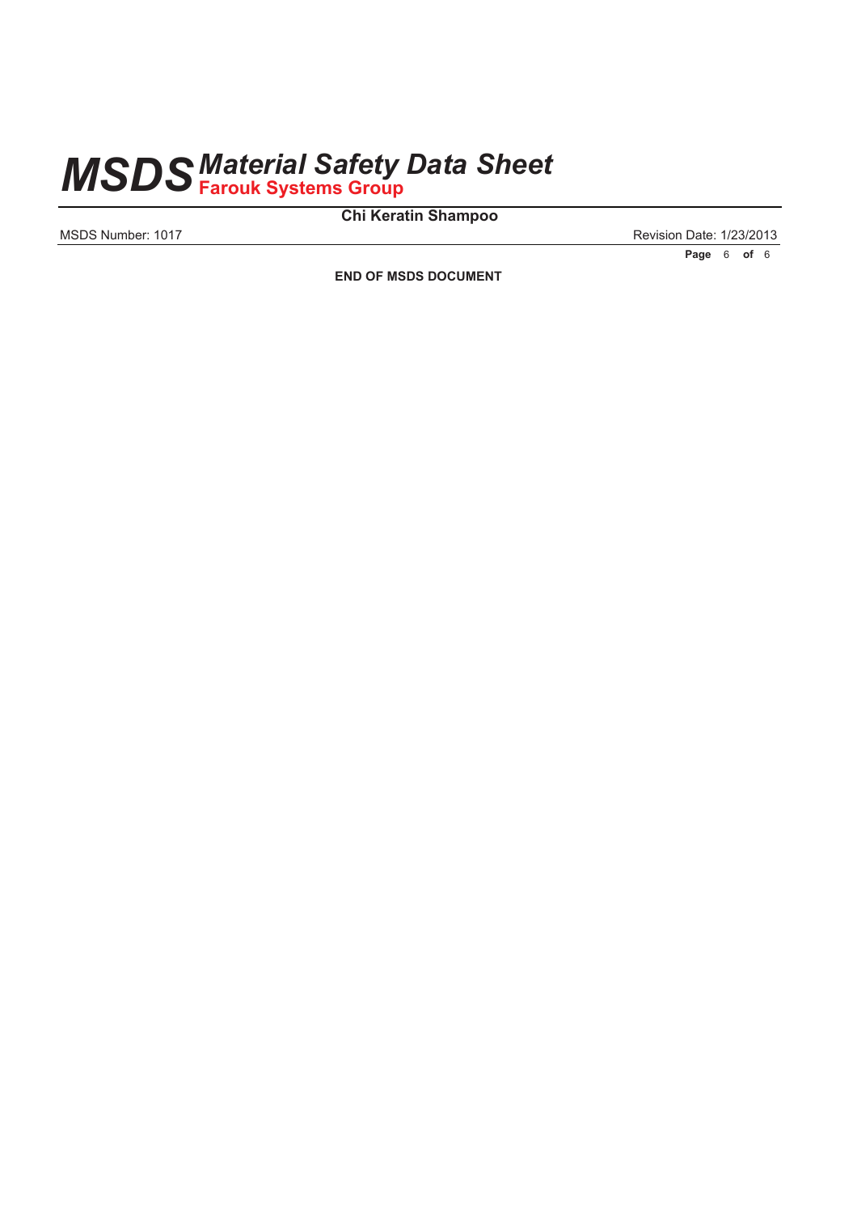**END OF MSDS DOCUMENT**